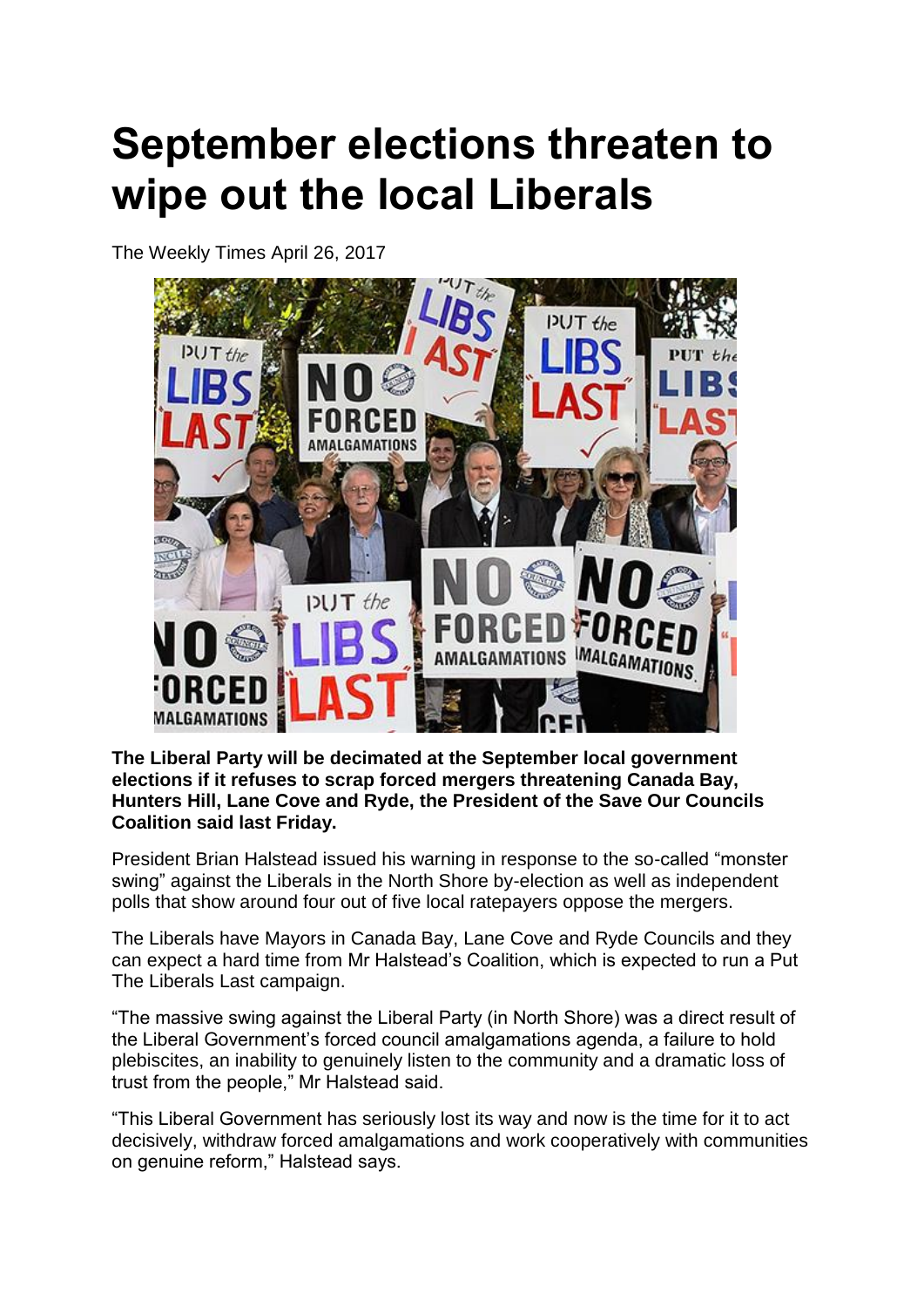# September elections threaten to wipe out the local Liberals

The Weekly Times April 26, 2017

**The Liberal Party will be decimated at the September local government elections if it refuses to scrap forced mergers threatening Canada Bay, Hunters Hill, Lane Cove and Ryde, the President of the Save Our Councils Coalition said last Friday.**

President Brian Halstead issued his warning in response to the so-called "monster swing" against the Liberals in the North Shore by-election as well as independent polls that show around four out of five local ratepayers oppose the mergers.

The Liberals have Mayors in Canada Bay, Lane Cove and Ryde Councils and they can expect a hard time from Mr Halstead's Coalition, which is expected to run a Put The Liberals Last campaign.

"The massive swing against the Liberal Party (in North Shore) was a direct result of the Liberal Government's forced council amalgamations agenda, a failure to hold plebiscites, an inability to genuinely listen to the community and a dramatic loss of trust from the people," Mr Halstead said.

"This Liberal Government has seriously lost its way and now is the time for it to act decisively, withdraw forced amalgamations and work cooperatively with communities on genuine reform," Halstead says.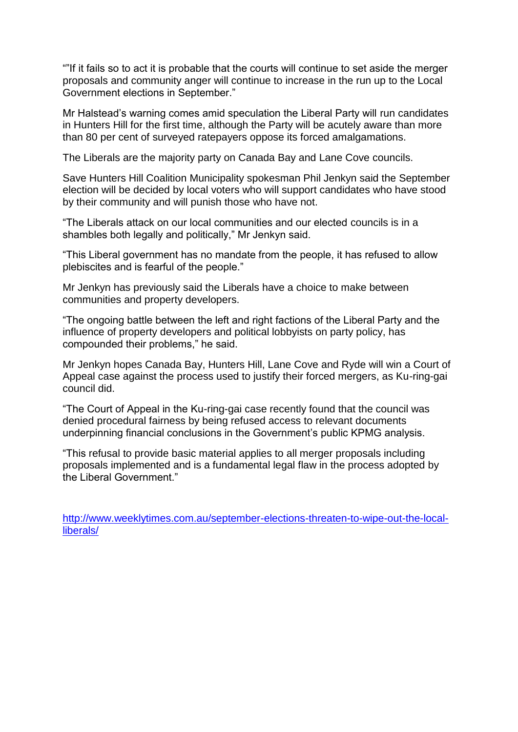“”If it fails so to act it is probable that the courts will continue to set aside the merger proposals and community anger will continue to increase in the run up to the Local Government elections in September.”

Mr Halstead’s warning comes amid speculation the Liberal Party will run candidates in Hunters Hill for the first time, although the Party will be acutely aware than more than 80 per cent of surveyed ratepayers oppose its forced amalgamations.

The Liberals are the majority party on Canada Bay and Lane Cove councils.

Save Hunters Hill Coalition Municipality spokesman Phil Jenkyn said the September election will be decided by local voters who will support candidates who have stood by their community and will punish those who have not.

“The Liberals attack on our local communities and our elected councils is in a shambles both legally and politically,” Mr Jenkyn said.

“This Liberal government has no mandate from the people, it has refused to allow plebiscites and is fearful of the people.”

Mr Jenkyn has previously said the Liberals have a choice to make between communities and property developers.

“The ongoing battle between the left and right factions of the Liberal Party and the influence of property developers and political lobbyists on party policy, has compounded their problems,” he said.

Mr Jenkyn hopes Canada Bay, Hunters Hill, Lane Cove and Ryde will win a Court of Appeal case against the process used to justify their forced mergers, as Ku-ring-gai council did.

“The Court of Appeal in the Ku-ring-gai case recently found that the council was denied procedural fairness by being refused access to relevant documents underpinning financial conclusions in the Government’s public KPMG analysis.

“This refusal to provide basic material applies to all merger proposals including proposals implemented and is a fundamental legal flaw in the process adopted by the Liberal Government.”

http://www.weeklytimes.com.au/september-elections-threaten-to-wipe-out-the-local-liberals/